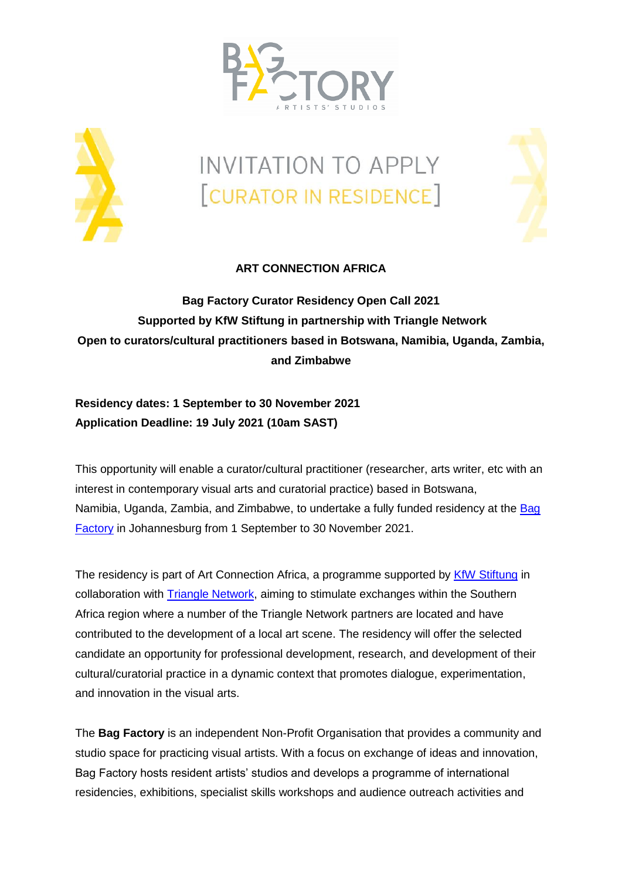# INVITATION TO APPLY

## [CURATOR IN RESIDENCE]

**ART CONNECTION AFRICA**

**Bag Factory Curator Residency Open Call 2021**
**Supported by KfW Stiftung in partnership with Triangle Network**
**Open to curators/cultural practitioners based in Botswana, Namibia, Uganda, Zambia, and Zimbabwe**

**Residency dates: 1 September to 30 November 2021**
**Application Deadline: 19 July 2021 (10am SAST)**

This opportunity will enable a curator/cultural practitioner (researcher, arts writer, etc with an interest in contemporary visual arts and curatorial practice) based in Botswana, Namibia, Uganda, Zambia, and Zimbabwe, to undertake a fully funded residency at the Bag Factory in Johannesburg from 1 September to 30 November 2021.

The residency is part of Art Connection Africa, a programme supported by KfW Stiftung in collaboration with Triangle Network, aiming to stimulate exchanges within the Southern Africa region where a number of the Triangle Network partners are located and have contributed to the development of a local art scene. The residency will offer the selected candidate an opportunity for professional development, research, and development of their cultural/curatorial practice in a dynamic context that promotes dialogue, experimentation, and innovation in the visual arts.

The **Bag Factory** is an independent Non-Profit Organisation that provides a community and studio space for practicing visual artists. With a focus on exchange of ideas and innovation, Bag Factory hosts resident artists' studios and develops a programme of international residencies, exhibitions, specialist skills workshops and audience outreach activities and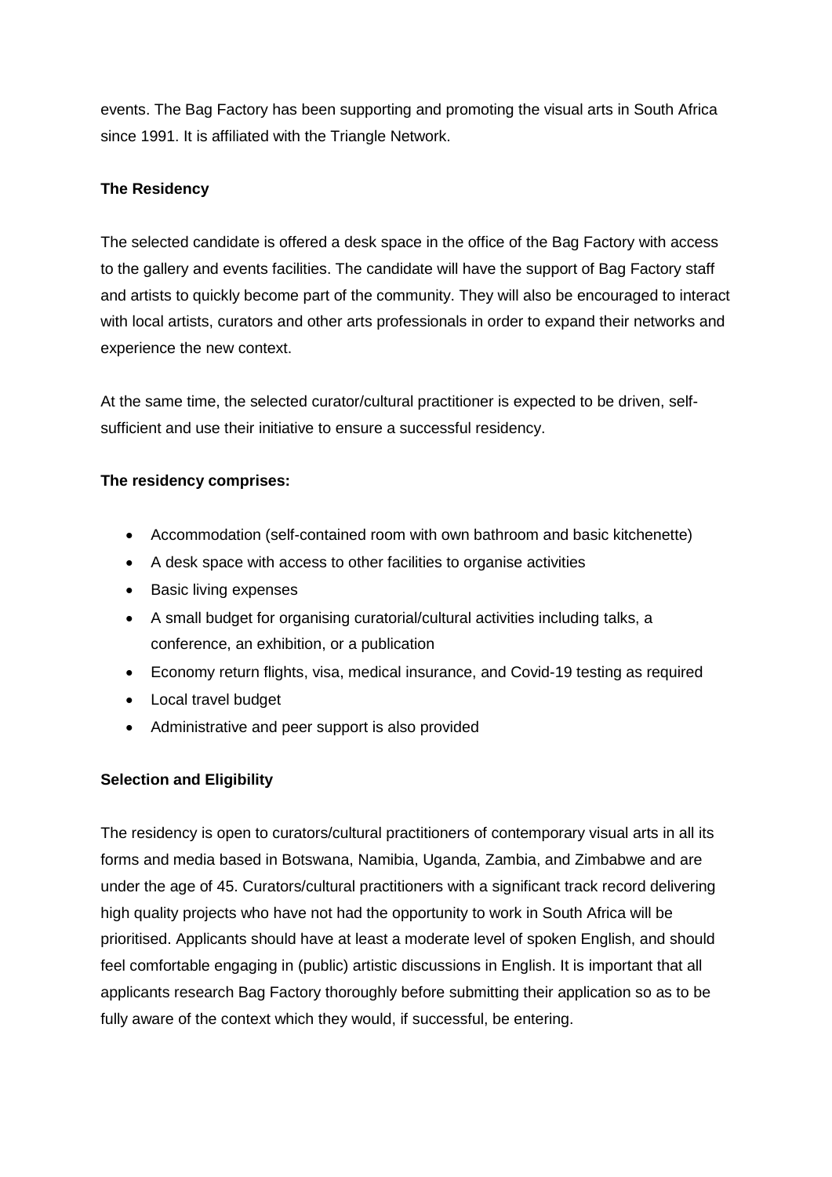events. The Bag Factory has been supporting and promoting the visual arts in South Africa since 1991. It is affiliated with the Triangle Network.

**The Residency**

The selected candidate is offered a desk space in the office of the Bag Factory with access to the gallery and events facilities. The candidate will have the support of Bag Factory staff and artists to quickly become part of the community. They will also be encouraged to interact with local artists, curators and other arts professionals in order to expand their networks and experience the new context.

At the same time, the selected curator/cultural practitioner is expected to be driven, self-sufficient and use their initiative to ensure a successful residency.

**The residency comprises:**

- Accommodation (self-contained room with own bathroom and basic kitchenette)
- A desk space with access to other facilities to organise activities
- Basic living expenses
- A small budget for organising curatorial/cultural activities including talks, a conference, an exhibition, or a publication
- Economy return flights, visa, medical insurance, and Covid-19 testing as required
- Local travel budget
- Administrative and peer support is also provided

**Selection and Eligibility**

The residency is open to curators/cultural practitioners of contemporary visual arts in all its forms and media based in Botswana, Namibia, Uganda, Zambia, and Zimbabwe and are under the age of 45. Curators/cultural practitioners with a significant track record delivering high quality projects who have not had the opportunity to work in South Africa will be prioritised. Applicants should have at least a moderate level of spoken English, and should feel comfortable engaging in (public) artistic discussions in English. It is important that all applicants research Bag Factory thoroughly before submitting their application so as to be fully aware of the context which they would, if successful, be entering.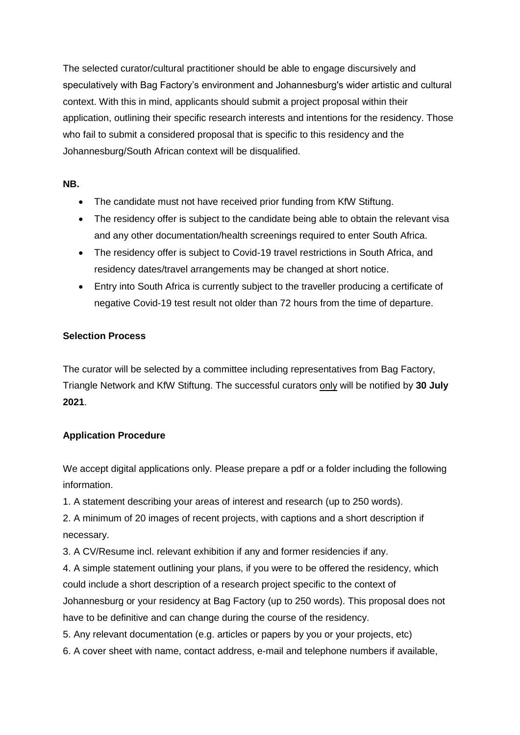The selected curator/cultural practitioner should be able to engage discursively and speculatively with Bag Factory's environment and Johannesburg's wider artistic and cultural context. With this in mind, applicants should submit a project proposal within their application, outlining their specific research interests and intentions for the residency. Those who fail to submit a considered proposal that is specific to this residency and the Johannesburg/South African context will be disqualified.

**NB.**

- The candidate must not have received prior funding from KfW Stiftung.
- The residency offer is subject to the candidate being able to obtain the relevant visa and any other documentation/health screenings required to enter South Africa.
- The residency offer is subject to Covid-19 travel restrictions in South Africa, and residency dates/travel arrangements may be changed at short notice.
- Entry into South Africa is currently subject to the traveller producing a certificate of negative Covid-19 test result not older than 72 hours from the time of departure.

**Selection Process**

The curator will be selected by a committee including representatives from Bag Factory, Triangle Network and KfW Stiftung. The successful curators only will be notified by **30 July 2021**.

**Application Procedure**

We accept digital applications only. Please prepare a pdf or a folder including the following information.

1. A statement describing your areas of interest and research (up to 250 words).
2. A minimum of 20 images of recent projects, with captions and a short description if necessary.
3. A CV/Resume incl. relevant exhibition if any and former residencies if any.
4. A simple statement outlining your plans, if you were to be offered the residency, which could include a short description of a research project specific to the context of Johannesburg or your residency at Bag Factory (up to 250 words). This proposal does not have to be definitive and can change during the course of the residency.
5. Any relevant documentation (e.g. articles or papers by you or your projects, etc)
6. A cover sheet with name, contact address, e-mail and telephone numbers if available,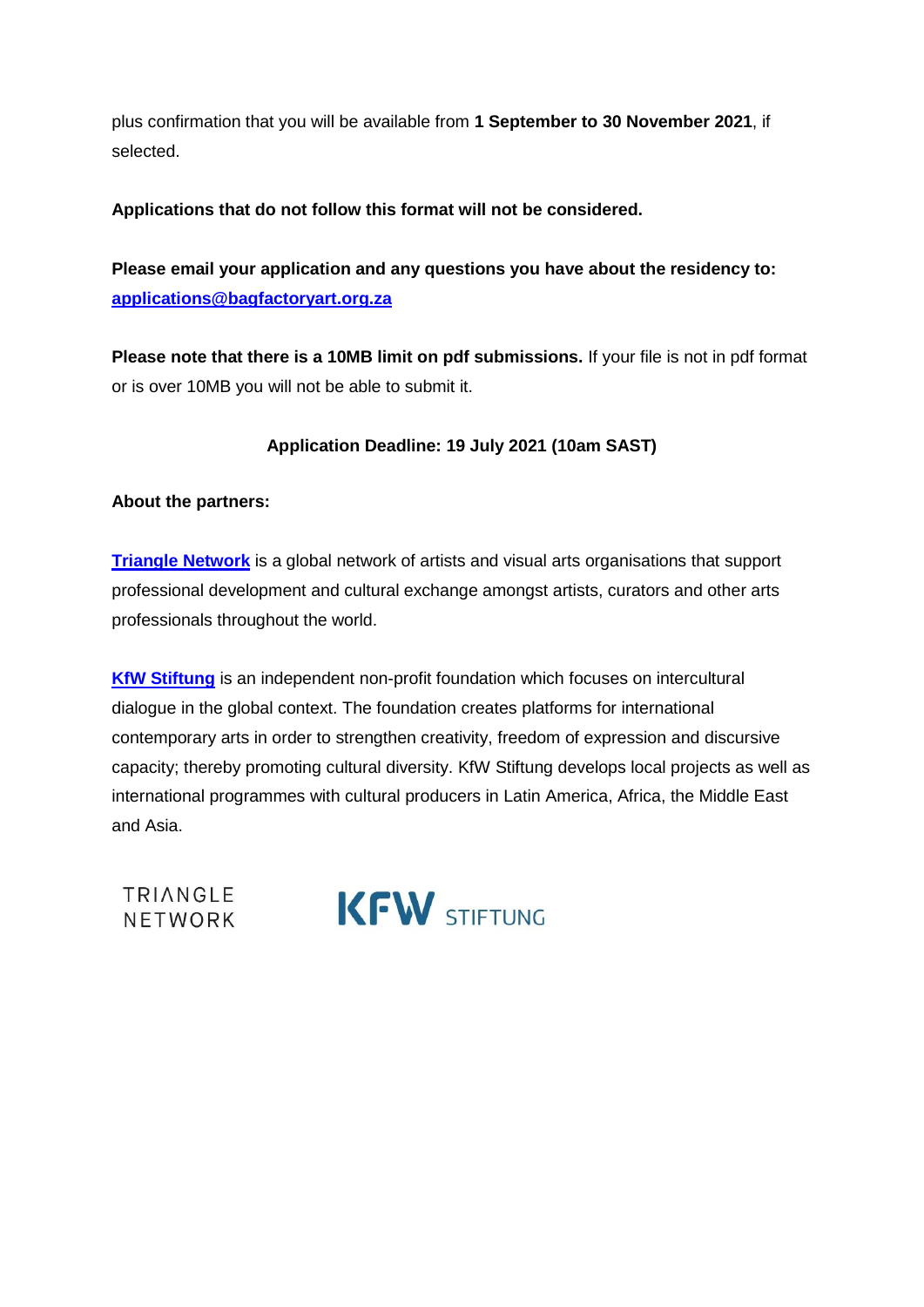plus confirmation that you will be available from **1 September to 30 November 2021**, if selected.

**Applications that do not follow this format will not be considered.**

**Please email your application and any questions you have about the residency to: applications@bagfactoryart.org.za**

**Please note that there is a 10MB limit on pdf submissions.** If your file is not in pdf format or is over 10MB you will not be able to submit it.

**Application Deadline: 19 July 2021 (10am SAST)**

**About the partners:**

**Triangle Network** is a global network of artists and visual arts organisations that support professional development and cultural exchange amongst artists, curators and other arts professionals throughout the world.

**KfW Stiftung** is an independent non-profit foundation which focuses on intercultural dialogue in the global context. The foundation creates platforms for international contemporary arts in order to strengthen creativity, freedom of expression and discursive capacity; thereby promoting cultural diversity. KfW Stiftung develops local projects as well as international programmes with cultural producers in Latin America, Africa, the Middle East and Asia.

TRIANGLE NETWORK

KFW STIFTUNG